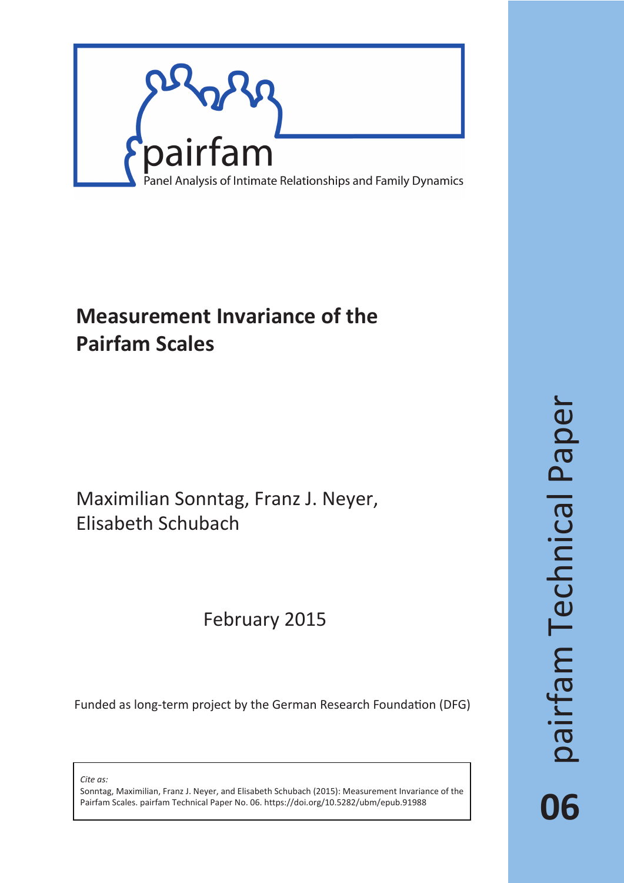pairfam

Panel Analysis of Intimate Relationships and Family Dynamics

# Measurement Invariance of the Pairfam Scales

Maximilian Sonntag, Franz J. Neyer, Elisabeth Schubach

February 2015

Funded as long-term project by the German Research Foundation (DFG)

*Cite as:*
Sonntag, Maximilian, Franz J. Neyer, and Elisabeth Schubach (2015): Measurement Invariance of the Pairfam Scales. pairfam Technical Paper No. 06. https://doi.org/10.5282/ubm/epub.91988

pairfam Technical Paper

06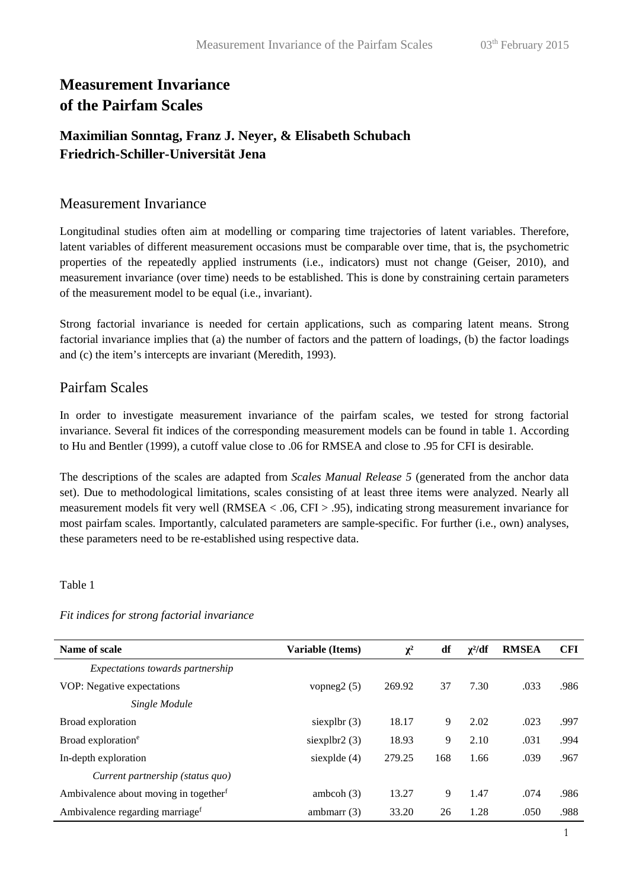# Measurement Invariance of the Pairfam Scales

## Maximilian Sonntag, Franz J. Neyer, & Elisabeth Schubach
## Friedrich-Schiller-Universität Jena

## Measurement Invariance

Longitudinal studies often aim at modelling or comparing time trajectories of latent variables. Therefore, latent variables of different measurement occasions must be comparable over time, that is, the psychometric properties of the repeatedly applied instruments (i.e., indicators) must not change (Geiser, 2010), and measurement invariance (over time) needs to be established. This is done by constraining certain parameters of the measurement model to be equal (i.e., invariant).

Strong factorial invariance is needed for certain applications, such as comparing latent means. Strong factorial invariance implies that (a) the number of factors and the pattern of loadings, (b) the factor loadings and (c) the item's intercepts are invariant (Meredith, 1993).

## Pairfam Scales

In order to investigate measurement invariance of the pairfam scales, we tested for strong factorial invariance. Several fit indices of the corresponding measurement models can be found in table 1. According to Hu and Bentler (1999), a cutoff value close to .06 for RMSEA and close to .95 for CFI is desirable.

The descriptions of the scales are adapted from *Scales Manual Release 5* (generated from the anchor data set). Due to methodological limitations, scales consisting of at least three items were analyzed. Nearly all measurement models fit very well (RMSEA < .06, CFI > .95), indicating strong measurement invariance for most pairfam scales. Importantly, calculated parameters are sample-specific. For further (i.e., own) analyses, these parameters need to be re-established using respective data.

Table 1

*Fit indices for strong factorial invariance*

| Name of scale | Variable (Items) | $\chi^2$ | df | $\chi^2$/df | RMSEA | CFI |
|---|---|---|---|---|---|---|
| *Expectations towards partnership* | | | | | | |
| VOP: Negative expectations | vopneg2 (5) | 269.92 | 37 | 7.30 | .033 | .986 |
| *Single Module* | | | | | | |
| Broad exploration | siexplbr (3) | 18.17 | 9 | 2.02 | .023 | .997 |
| Broad exploration[e] | siexplbr2 (3) | 18.93 | 9 | 2.10 | .031 | .994 |
| In-depth exploration | siexplde (4) | 279.25 | 168 | 1.66 | .039 | .967 |
| *Current partnership (status quo)* | | | | | | |
| Ambivalence about moving in together[f] | ambcoh (3) | 13.27 | 9 | 1.47 | .074 | .986 |
| Ambivalence regarding marriage[f] | ambmarr (3) | 33.20 | 26 | 1.28 | .050 | .988 |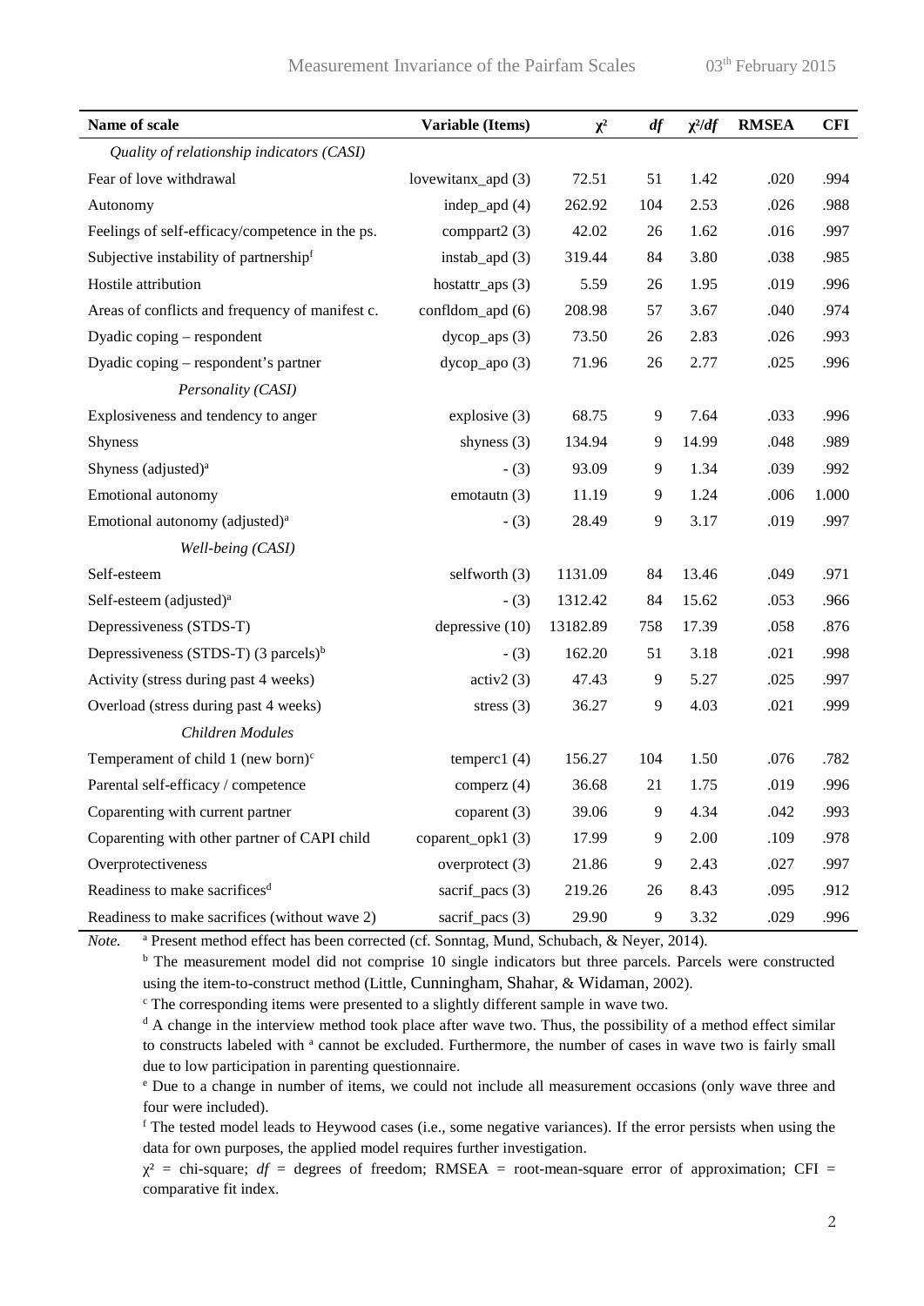| Name of scale | Variable (Items) | $\chi^2$ | *df* | $\chi^2/df$ | RMSEA | CFI |
|---|---|---|---|---|---|---|
| *Quality of relationship indicators (CASI)* | | | | | | |
| Fear of love withdrawal | lovewitanx_apd (3) | 72.51 | 51 | 1.42 | .020 | .994 |
| Autonomy | indep_apd (4) | 262.92 | 104 | 2.53 | .026 | .988 |
| Feelings of self-efficacy/competence in the ps. | comppart2 (3) | 42.02 | 26 | 1.62 | .016 | .997 |
| Subjective instability of partnership[f] | instab_apd (3) | 319.44 | 84 | 3.80 | .038 | .985 |
| Hostile attribution | hostattr_aps (3) | 5.59 | 26 | 1.95 | .019 | .996 |
| Areas of conflicts and frequency of manifest c. | confldom_apd (6) | 208.98 | 57 | 3.67 | .040 | .974 |
| Dyadic coping – respondent | dycop_aps (3) | 73.50 | 26 | 2.83 | .026 | .993 |
| Dyadic coping – respondent's partner | dycop_apo (3) | 71.96 | 26 | 2.77 | .025 | .996 |
| *Personality (CASI)* | | | | | | |
| Explosiveness and tendency to anger | explosive (3) | 68.75 | 9 | 7.64 | .033 | .996 |
| Shyness | shyness (3) | 134.94 | 9 | 14.99 | .048 | .989 |
| Shyness (adjusted)[a] | - (3) | 93.09 | 9 | 1.34 | .039 | .992 |
| Emotional autonomy | emotautn (3) | 11.19 | 9 | 1.24 | .006 | 1.000 |
| Emotional autonomy (adjusted)[a] | - (3) | 28.49 | 9 | 3.17 | .019 | .997 |
| *Well-being (CASI)* | | | | | | |
| Self-esteem | selfworth (3) | 1131.09 | 84 | 13.46 | .049 | .971 |
| Self-esteem (adjusted)[a] | - (3) | 1312.42 | 84 | 15.62 | .053 | .966 |
| Depressiveness (STDS-T) | depressive (10) | 13182.89 | 758 | 17.39 | .058 | .876 |
| Depressiveness (STDS-T) (3 parcels)[b] | - (3) | 162.20 | 51 | 3.18 | .021 | .998 |
| Activity (stress during past 4 weeks) | activ2 (3) | 47.43 | 9 | 5.27 | .025 | .997 |
| Overload (stress during past 4 weeks) | stress (3) | 36.27 | 9 | 4.03 | .021 | .999 |
| *Children Modules* | | | | | | |
| Temperament of child 1 (new born)[c] | temperc1 (4) | 156.27 | 104 | 1.50 | .076 | .782 |
| Parental self-efficacy / competence | comperz (4) | 36.68 | 21 | 1.75 | .019 | .996 |
| Coparenting with current partner | coparent (3) | 39.06 | 9 | 4.34 | .042 | .993 |
| Coparenting with other partner of CAPI child | coparent_opk1 (3) | 17.99 | 9 | 2.00 | .109 | .978 |
| Overprotectiveness | overprotect (3) | 21.86 | 9 | 2.43 | .027 | .997 |
| Readiness to make sacrifices[d] | sacrif_pacs (3) | 219.26 | 26 | 8.43 | .095 | .912 |
| Readiness to make sacrifices (without wave 2) | sacrif_pacs (3) | 29.90 | 9 | 3.32 | .029 | .996 |

*Note.* [a] Present method effect has been corrected (cf. Sonntag, Mund, Schubach, & Neyer, 2014).

[b] The measurement model did not comprise 10 single indicators but three parcels. Parcels were constructed using the item-to-construct method (Little, Cunningham, Shahar, & Widaman, 2002).

[c] The corresponding items were presented to a slightly different sample in wave two.

[d] A change in the interview method took place after wave two. Thus, the possibility of a method effect similar to constructs labeled with [a] cannot be excluded. Furthermore, the number of cases in wave two is fairly small due to low participation in parenting questionnaire.

[e] Due to a change in number of items, we could not include all measurement occasions (only wave three and four were included).

[f] The tested model leads to Heywood cases (i.e., some negative variances). If the error persists when using the data for own purposes, the applied model requires further investigation.

$\chi^2$ = chi-square; *df* = degrees of freedom; RMSEA = root-mean-square error of approximation; CFI = comparative fit index.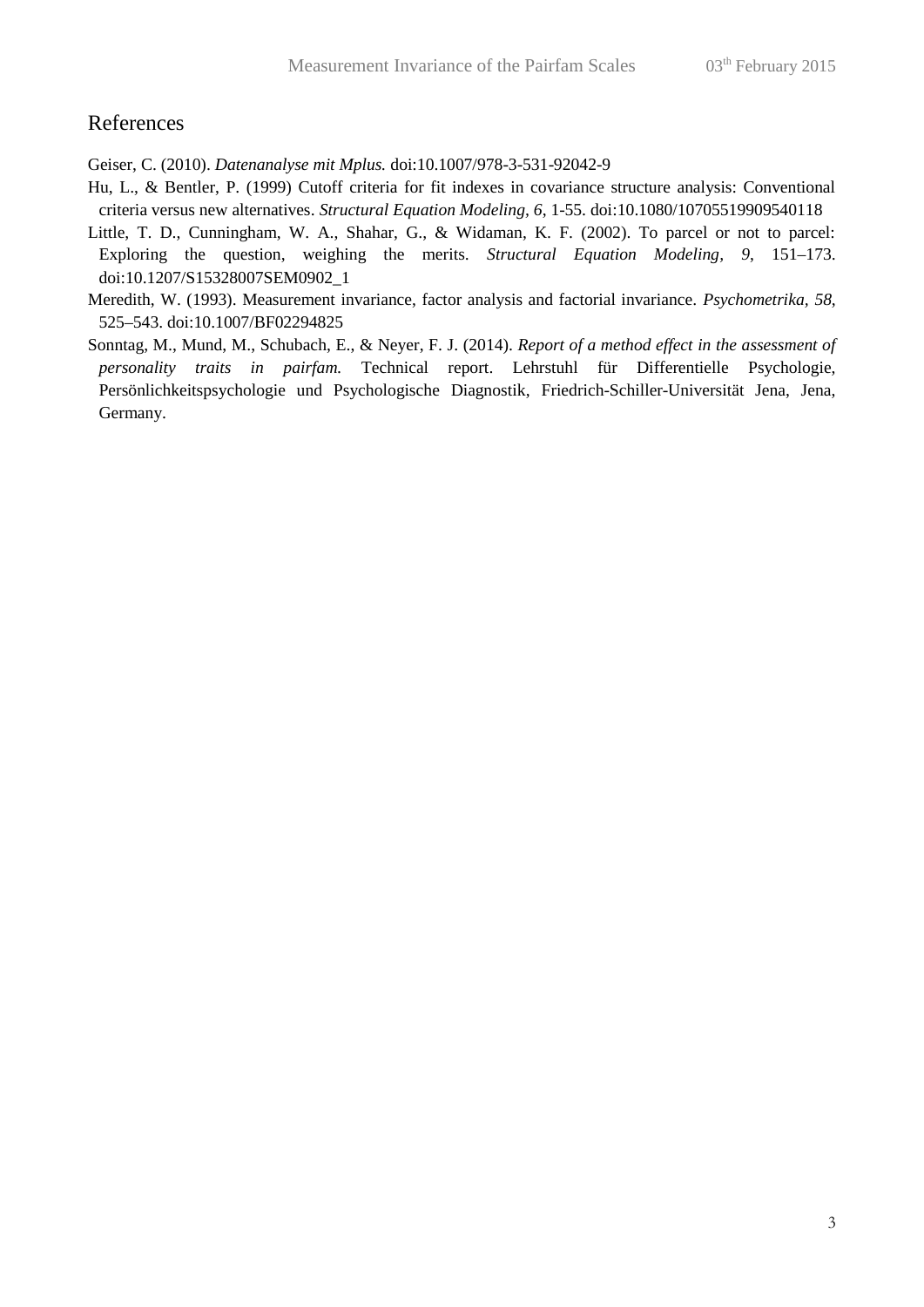## References

Geiser, C. (2010). *Datenanalyse mit Mplus.* doi:10.1007/978-3-531-92042-9

Hu, L., & Bentler, P. (1999) Cutoff criteria for fit indexes in covariance structure analysis: Conventional criteria versus new alternatives. *Structural Equation Modeling, 6*, 1-55. doi:10.1080/10705519909540118

Little, T. D., Cunningham, W. A., Shahar, G., & Widaman, K. F. (2002). To parcel or not to parcel: Exploring the question, weighing the merits. *Structural Equation Modeling, 9,* 151–173. doi:10.1207/S15328007SEM0902_1

Meredith, W. (1993). Measurement invariance, factor analysis and factorial invariance. *Psychometrika, 58*, 525–543. doi:10.1007/BF02294825

Sonntag, M., Mund, M., Schubach, E., & Neyer, F. J. (2014). *Report of a method effect in the assessment of personality traits in pairfam.* Technical report. Lehrstuhl für Differentielle Psychologie, Persönlichkeitspsychologie und Psychologische Diagnostik, Friedrich-Schiller-Universität Jena, Jena, Germany.